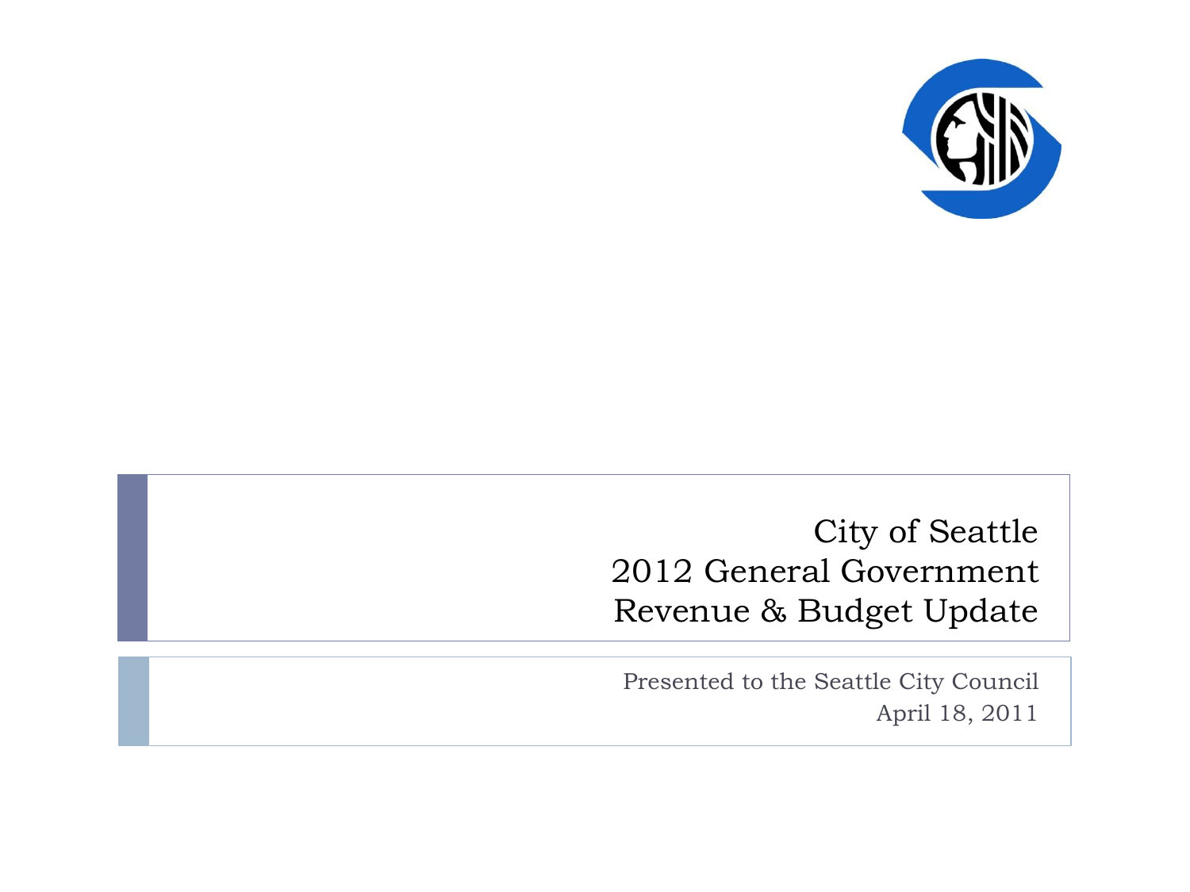# City of Seattle
# 2012 General Government Revenue & Budget Update

Presented to the Seattle City Council
April 18, 2011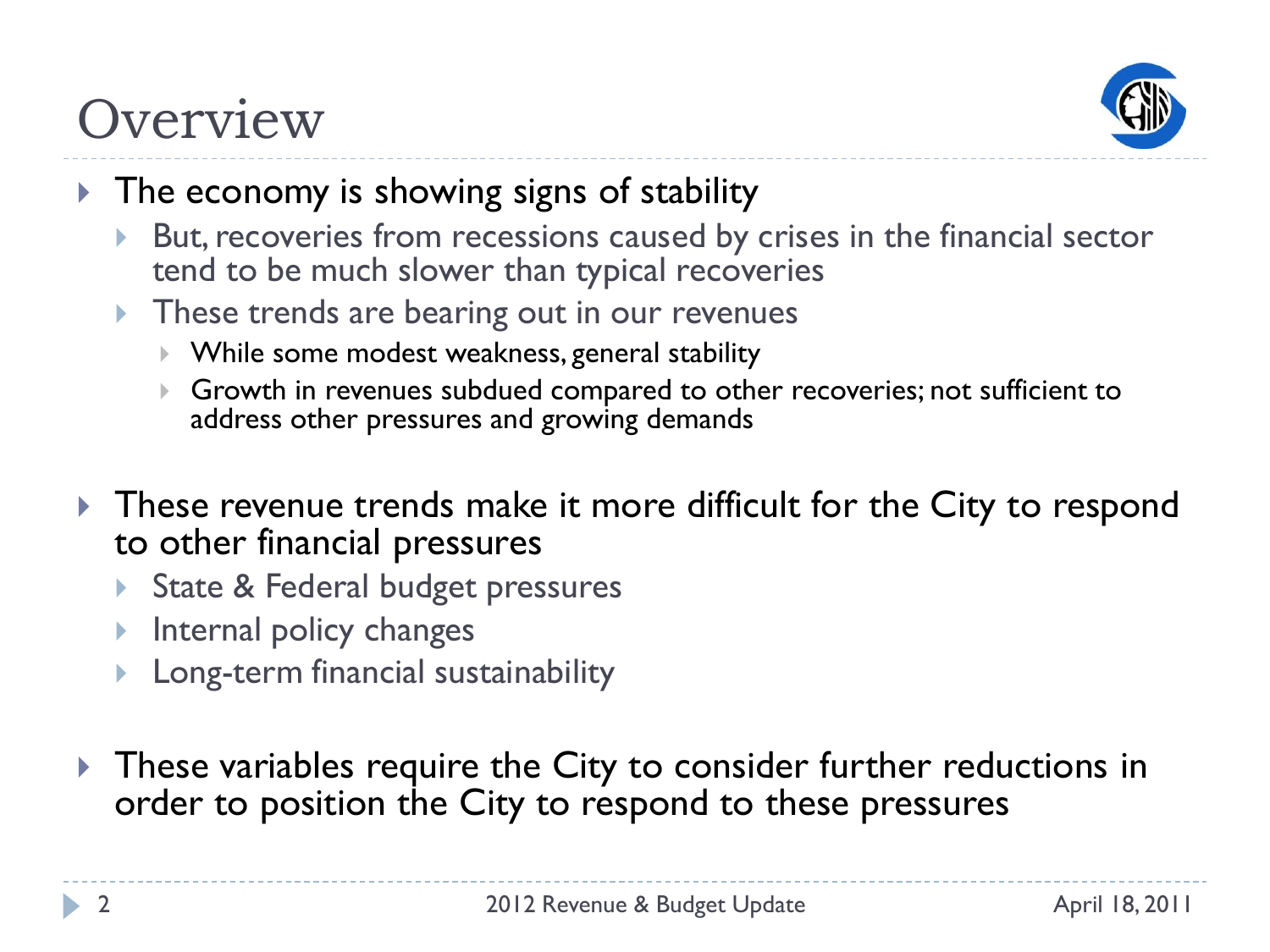# Overview

- The economy is showing signs of stability
  - But, recoveries from recessions caused by crises in the financial sector tend to be much slower than typical recoveries
  - These trends are bearing out in our revenues
    - While some modest weakness, general stability
    - Growth in revenues subdued compared to other recoveries; not sufficient to address other pressures and growing demands
- These revenue trends make it more difficult for the City to respond to other financial pressures
  - State & Federal budget pressures
  - Internal policy changes
  - Long-term financial sustainability
- These variables require the City to consider further reductions in order to position the City to respond to these pressures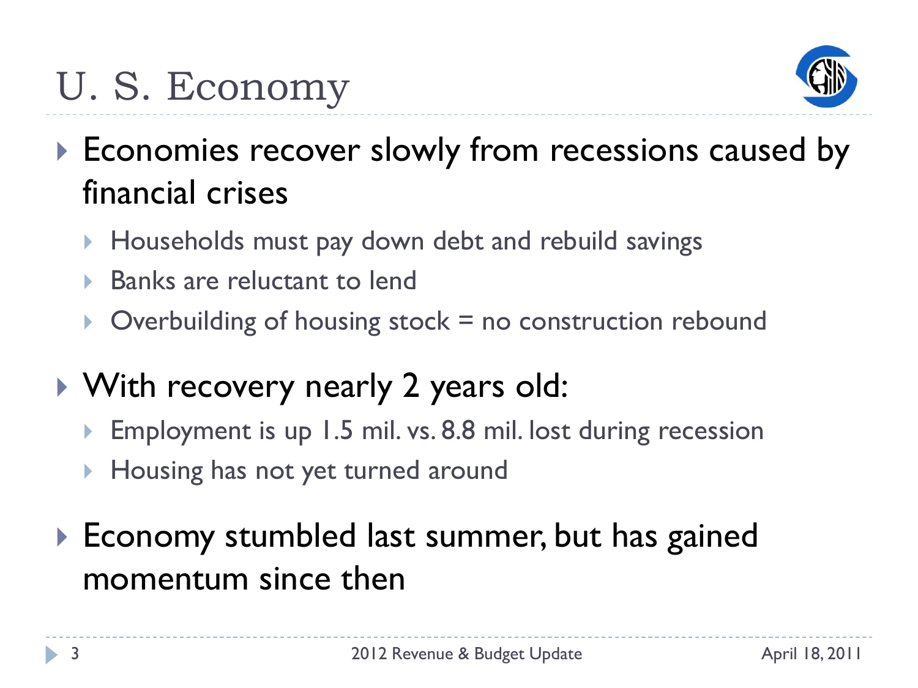# U. S. Economy

- Economies recover slowly from recessions caused by financial crises
  - Households must pay down debt and rebuild savings
  - Banks are reluctant to lend
  - Overbuilding of housing stock = no construction rebound
- With recovery nearly 2 years old:
  - Employment is up 1.5 mil. vs. 8.8 mil. lost during recession
  - Housing has not yet turned around
- Economy stumbled last summer, but has gained momentum since then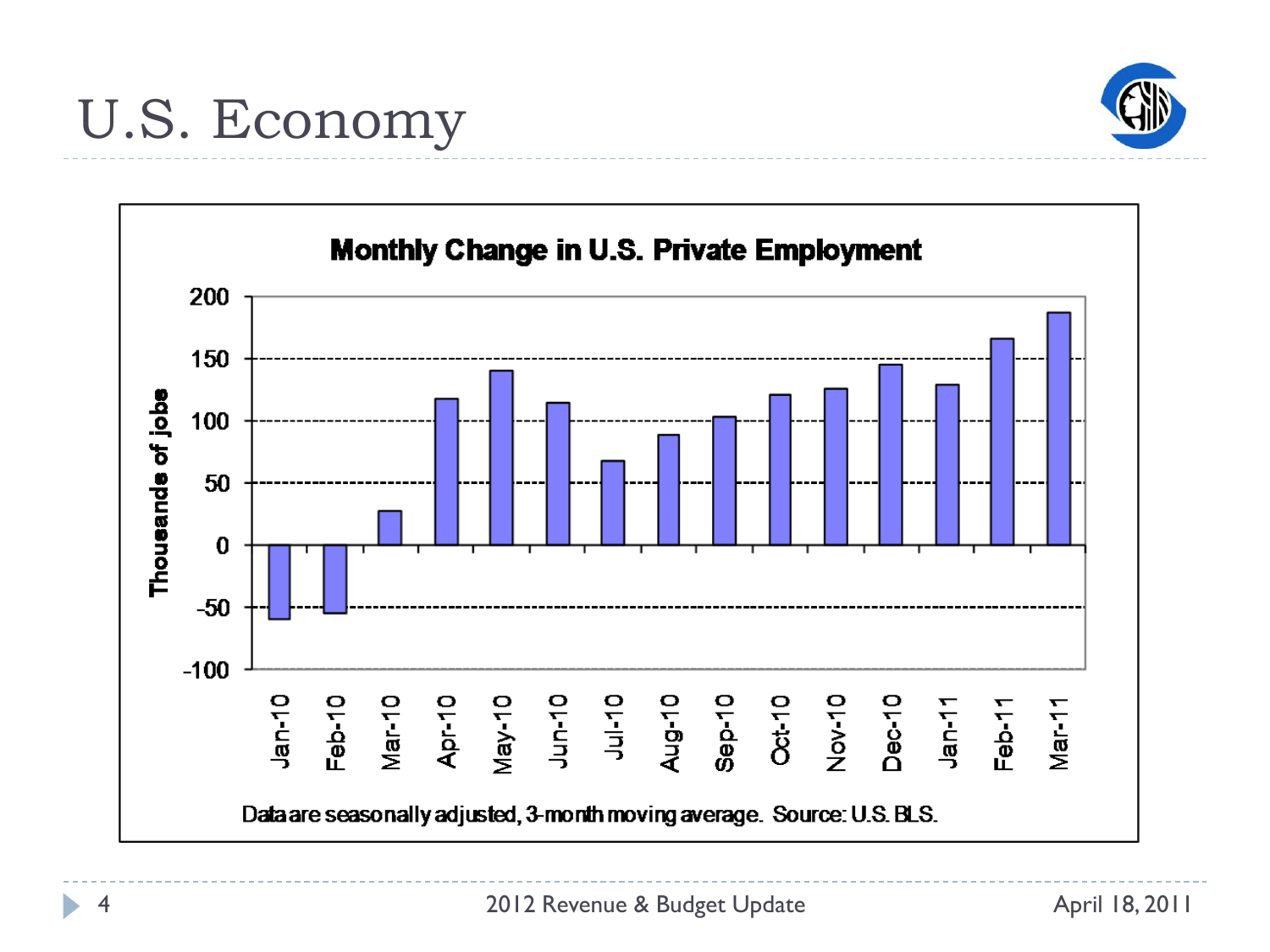# U.S. Economy

**Monthly Change in U.S. Private Employment**

Thousands of jobs

200, 150, 100, 50, 0, -50, -100

Jan-10, Feb-10, Mar-10, Apr-10, May-10, Jun-10, Jul-10, Aug-10, Sep-10, Oct-10, Nov-10, Dec-10, Jan-11, Feb-11, Mar-11

Data are seasonally adjusted, 3-month moving average. Source: U.S. BLS.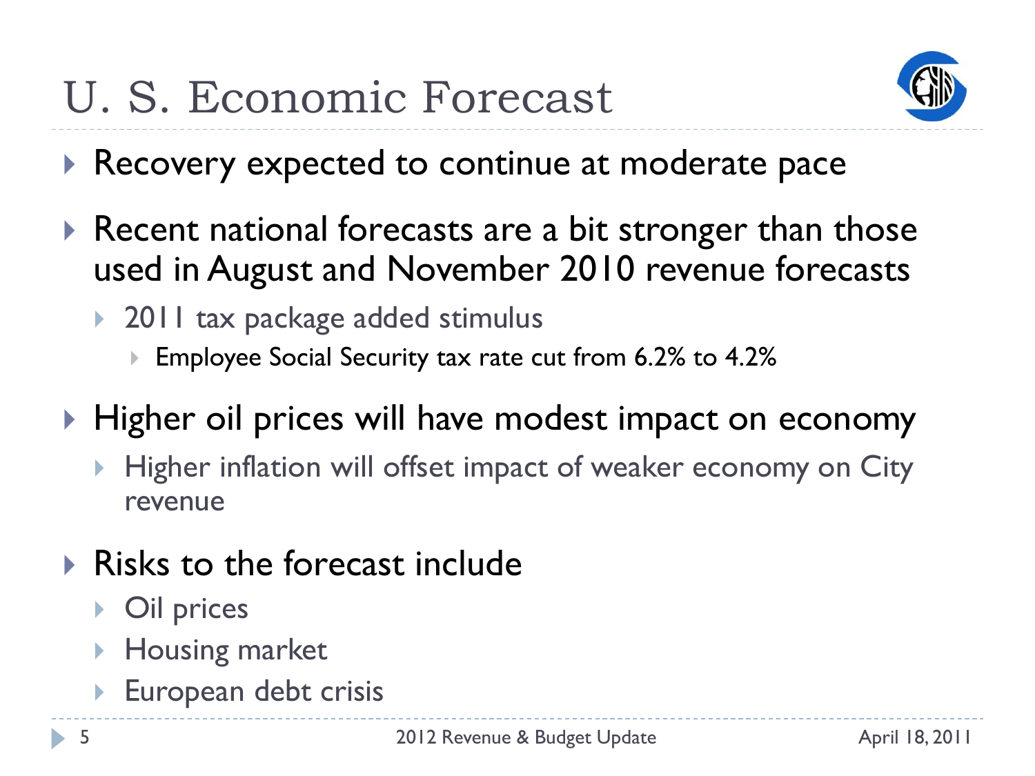# U. S. Economic Forecast

- Recovery expected to continue at moderate pace
- Recent national forecasts are a bit stronger than those used in August and November 2010 revenue forecasts
  - 2011 tax package added stimulus
    - Employee Social Security tax rate cut from 6.2% to 4.2%
- Higher oil prices will have modest impact on economy
  - Higher inflation will offset impact of weaker economy on City revenue
- Risks to the forecast include
  - Oil prices
  - Housing market
  - European debt crisis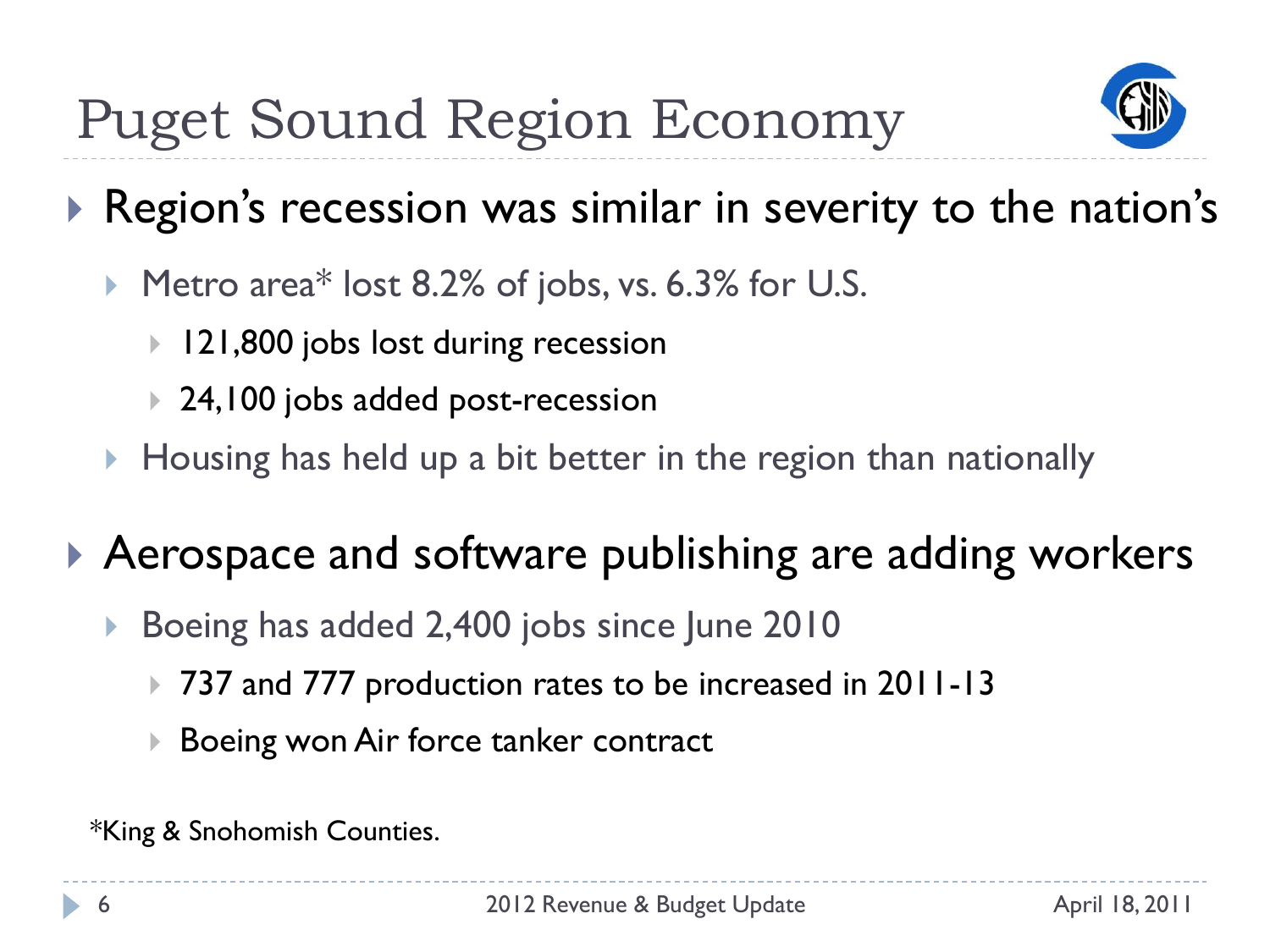# Puget Sound Region Economy

- Region's recession was similar in severity to the nation's
  - Metro area* lost 8.2% of jobs, vs. 6.3% for U.S.
    - 121,800 jobs lost during recession
    - 24,100 jobs added post-recession
  - Housing has held up a bit better in the region than nationally
- Aerospace and software publishing are adding workers
  - Boeing has added 2,400 jobs since June 2010
    - 737 and 777 production rates to be increased in 2011-13
    - Boeing won Air force tanker contract

*King & Snohomish Counties.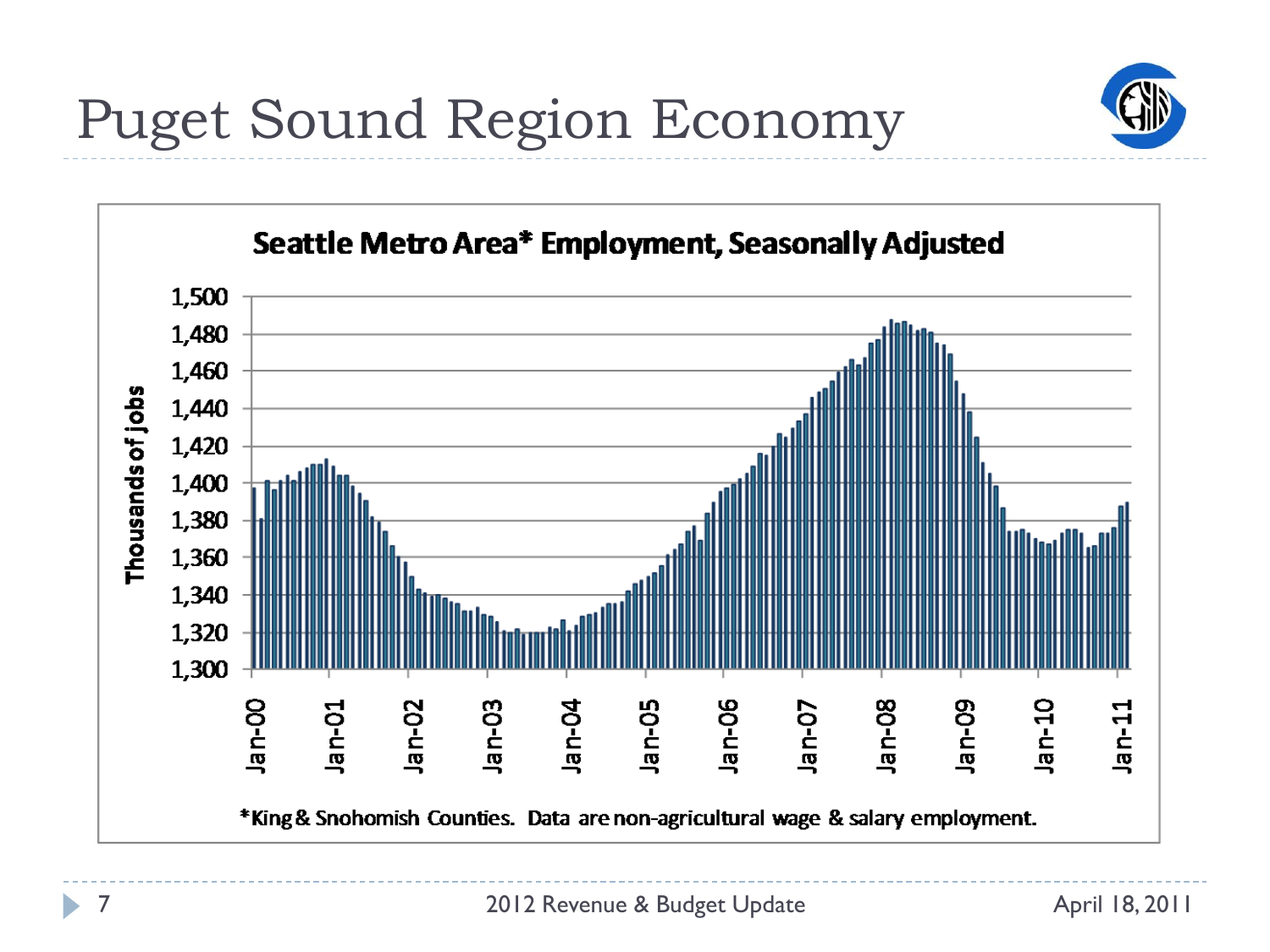# Puget Sound Region Economy

**Seattle Metro Area* Employment, Seasonally Adjusted**

Thousands of jobs

1,500
1,480
1,460
1,440
1,420
1,400
1,380
1,360
1,340
1,320
1,300

Jan-00 Jan-01 Jan-02 Jan-03 Jan-04 Jan-05 Jan-06 Jan-07 Jan-08 Jan-09 Jan-10 Jan-11

*King & Snohomish Counties. Data are non-agricultural wage & salary employment.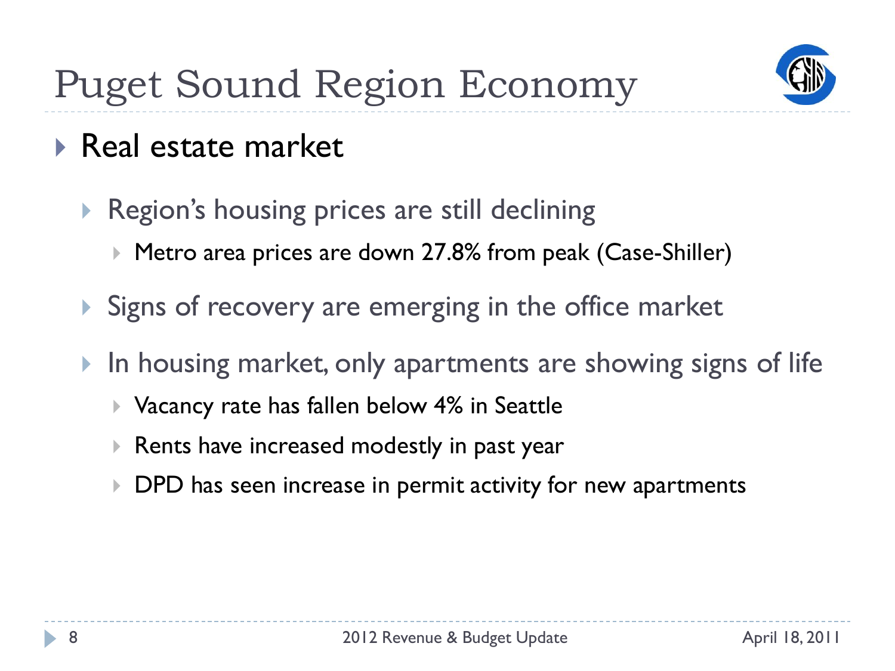# Puget Sound Region Economy

- Real estate market
  - Region's housing prices are still declining
    - Metro area prices are down 27.8% from peak (Case-Shiller)
  - Signs of recovery are emerging in the office market
  - In housing market, only apartments are showing signs of life
    - Vacancy rate has fallen below 4% in Seattle
    - Rents have increased modestly in past year
    - DPD has seen increase in permit activity for new apartments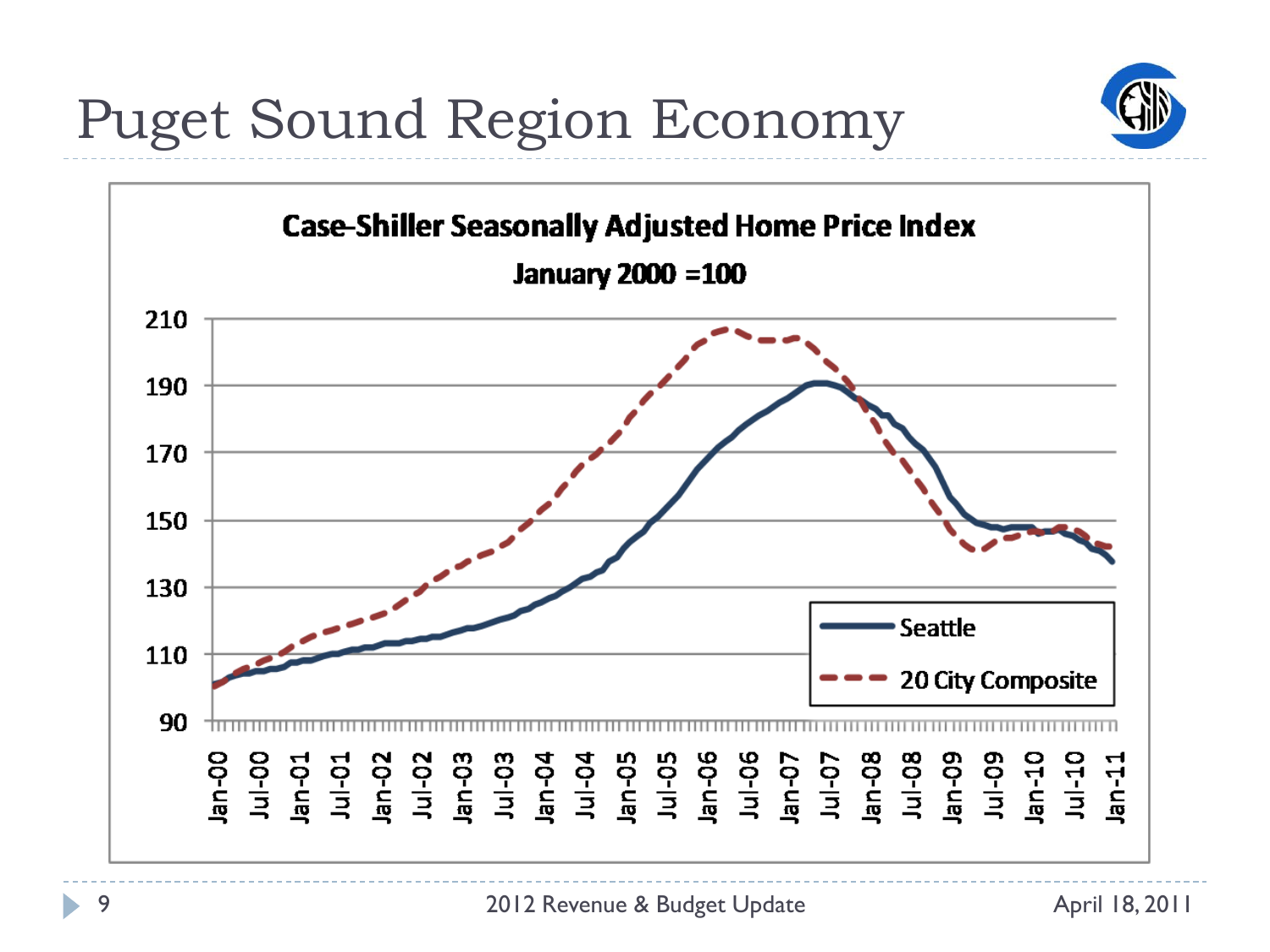# Puget Sound Region Economy

**Case-Shiller Seasonally Adjusted Home Price Index**

**January 2000 =100**

Y-axis: 90, 110, 130, 150, 170, 190, 210

X-axis: Jan-00, Jul-00, Jan-01, Jul-01, Jan-02, Jul-02, Jan-03, Jul-03, Jan-04, Jul-04, Jan-05, Jul-05, Jan-06, Jul-06, Jan-07, Jul-07, Jan-08, Jul-08, Jan-09, Jul-09, Jan-10, Jul-10, Jan-11

Legend: Seattle; 20 City Composite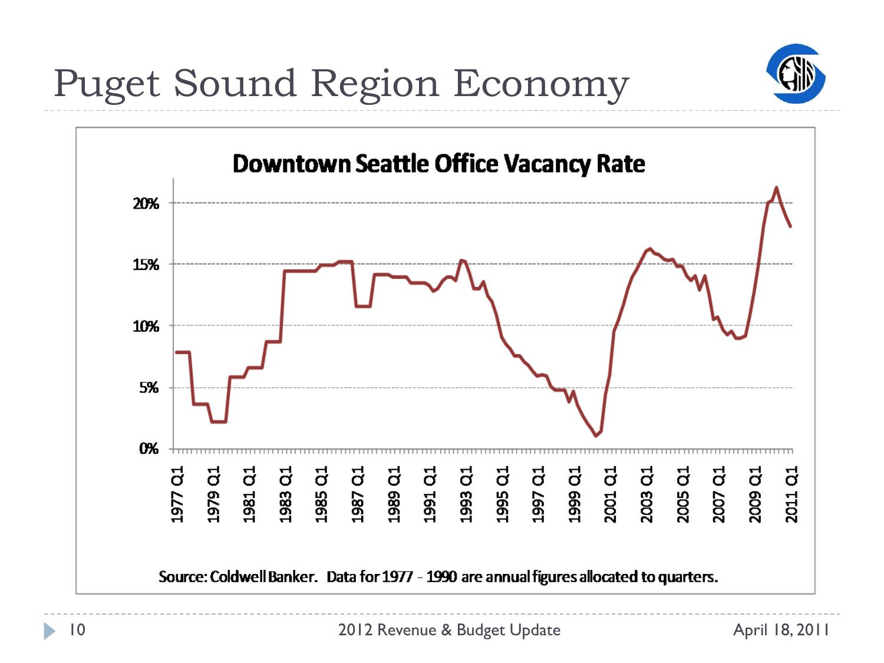# Puget Sound Region Economy

**Downtown Seattle Office Vacancy Rate**

Source: Coldwell Banker. Data for 1977 - 1990 are annual figures allocated to quarters.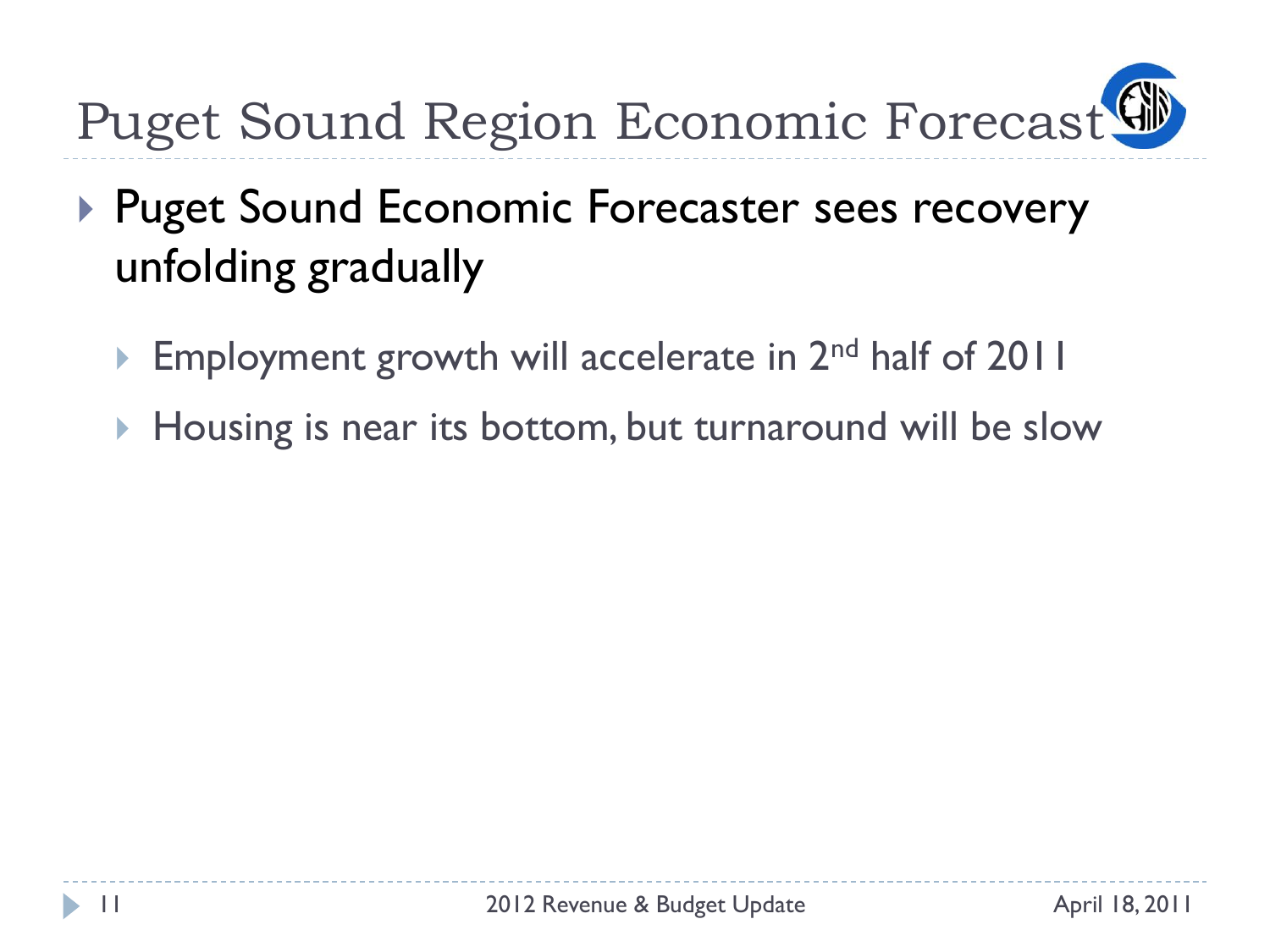# Puget Sound Region Economic Forecast

- Puget Sound Economic Forecaster sees recovery unfolding gradually
  - Employment growth will accelerate in 2nd half of 2011
  - Housing is near its bottom, but turnaround will be slow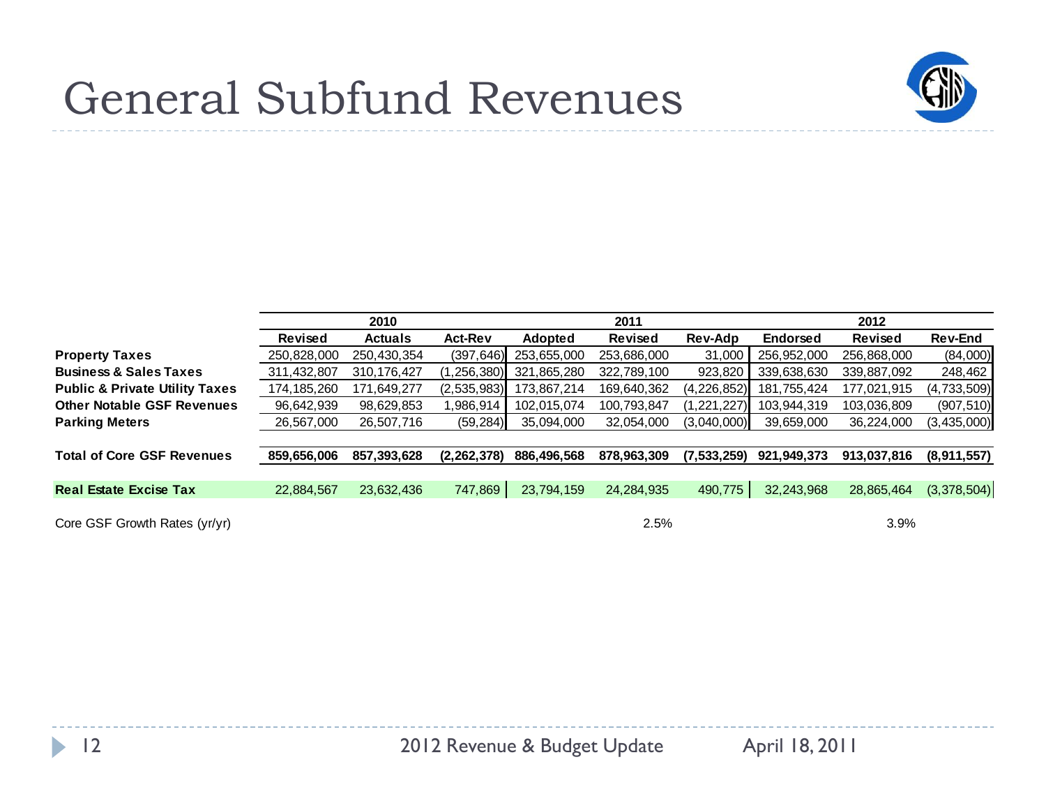# General Subfund Revenues

| | 2010 | | | 2011 | | | 2012 | | |
|---|---|---|---|---|---|---|---|---|---|
| | Revised | Actuals | Act-Rev | Adopted | Revised | Rev-Adp | Endorsed | Revised | Rev-End |
| **Property Taxes** | 250,828,000 | 250,430,354 | (397,646) | 253,655,000 | 253,686,000 | 31,000 | 256,952,000 | 256,868,000 | (84,000) |
| **Business & Sales Taxes** | 311,432,807 | 310,176,427 | (1,256,380) | 321,865,280 | 322,789,100 | 923,820 | 339,638,630 | 339,887,092 | 248,462 |
| **Public & Private Utility Taxes** | 174,185,260 | 171,649,277 | (2,535,983) | 173,867,214 | 169,640,362 | (4,226,852) | 181,755,424 | 177,021,915 | (4,733,509) |
| **Other Notable GSF Revenues** | 96,642,939 | 98,629,853 | 1,986,914 | 102,015,074 | 100,793,847 | (1,221,227) | 103,944,319 | 103,036,809 | (907,510) |
| **Parking Meters** | 26,567,000 | 26,507,716 | (59,284) | 35,094,000 | 32,054,000 | (3,040,000) | 39,659,000 | 36,224,000 | (3,435,000) |
| **Total of Core GSF Revenues** | **859,656,006** | **857,393,628** | **(2,262,378)** | **886,496,568** | **878,963,309** | **(7,533,259)** | **921,949,373** | **913,037,816** | **(8,911,557)** |
| **Real Estate Excise Tax** | 22,884,567 | 23,632,436 | 747,869 | 23,794,159 | 24,284,935 | 490,775 | 32,243,968 | 28,865,464 | (3,378,504) |
| Core GSF Growth Rates (yr/yr) | | | | | | 2.5% | | | 3.9% |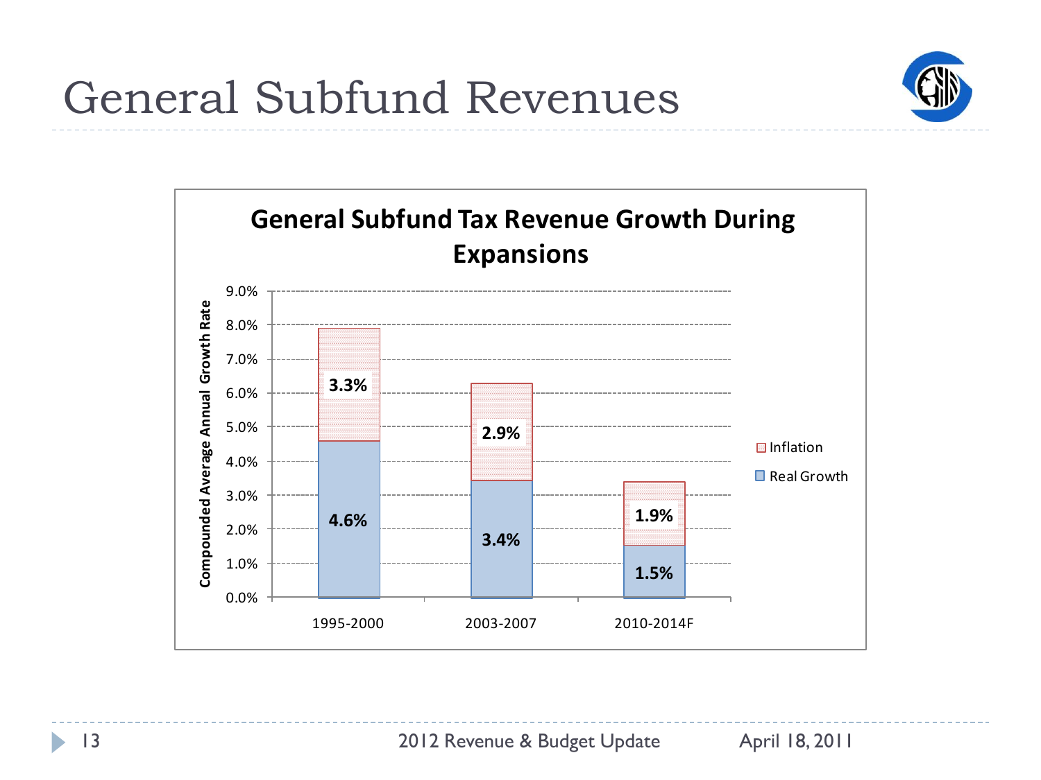# General Subfund Revenues

**General Subfund Tax Revenue Growth During Expansions**

| Period | Real Growth | Inflation |
| --- | --- | --- |
| 1995-2000 | 4.6% | 3.3% |
| 2003-2007 | 3.4% | 2.9% |
| 2010-2014F | 1.5% | 1.9% |

*Y-axis: Compounded Average Annual Growth Rate*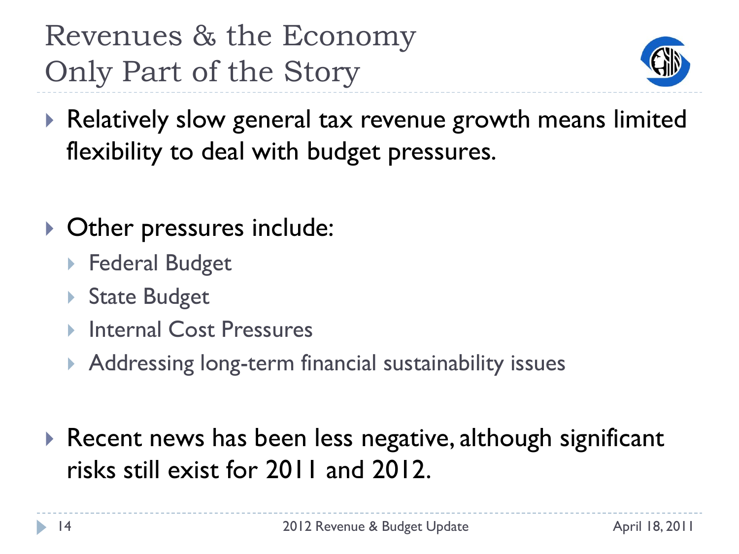# Revenues & the Economy Only Part of the Story

- Relatively slow general tax revenue growth means limited flexibility to deal with budget pressures.

- Other pressures include:
  - Federal Budget
  - State Budget
  - Internal Cost Pressures
  - Addressing long-term financial sustainability issues

- Recent news has been less negative, although significant risks still exist for 2011 and 2012.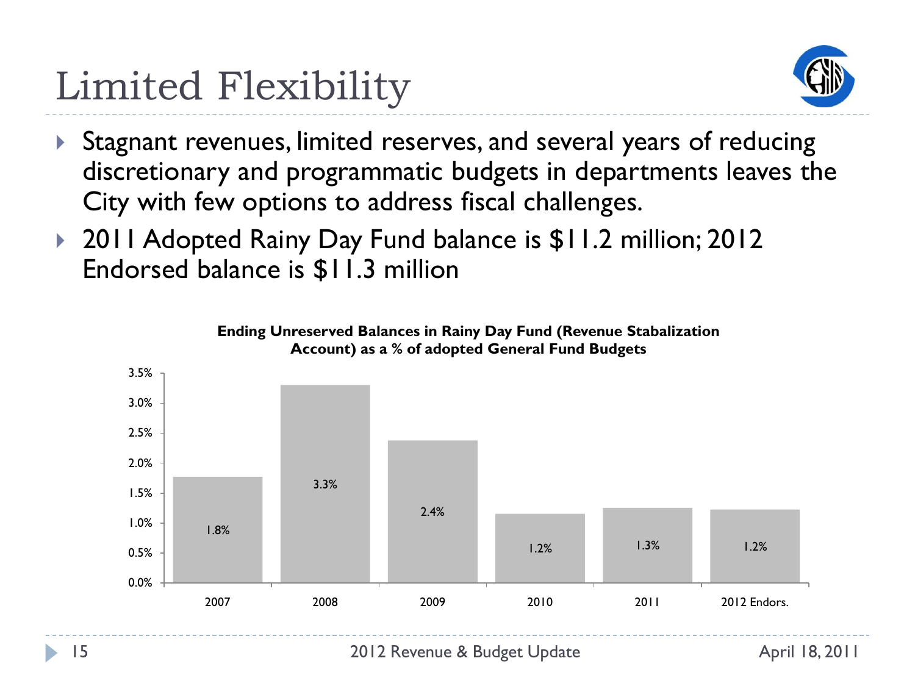# Limited Flexibility

- Stagnant revenues, limited reserves, and several years of reducing discretionary and programmatic budgets in departments leaves the City with few options to address fiscal challenges.
- 2011 Adopted Rainy Day Fund balance is $11.2 million; 2012 Endorsed balance is $11.3 million

**Ending Unreserved Balances in Rainy Day Fund (Revenue Stabalization Account) as a % of adopted General Fund Budgets**

| Year | % |
|---|---|
| 2007 | 1.8% |
| 2008 | 3.3% |
| 2009 | 2.4% |
| 2010 | 1.2% |
| 2011 | 1.3% |
| 2012 Endors. | 1.2% |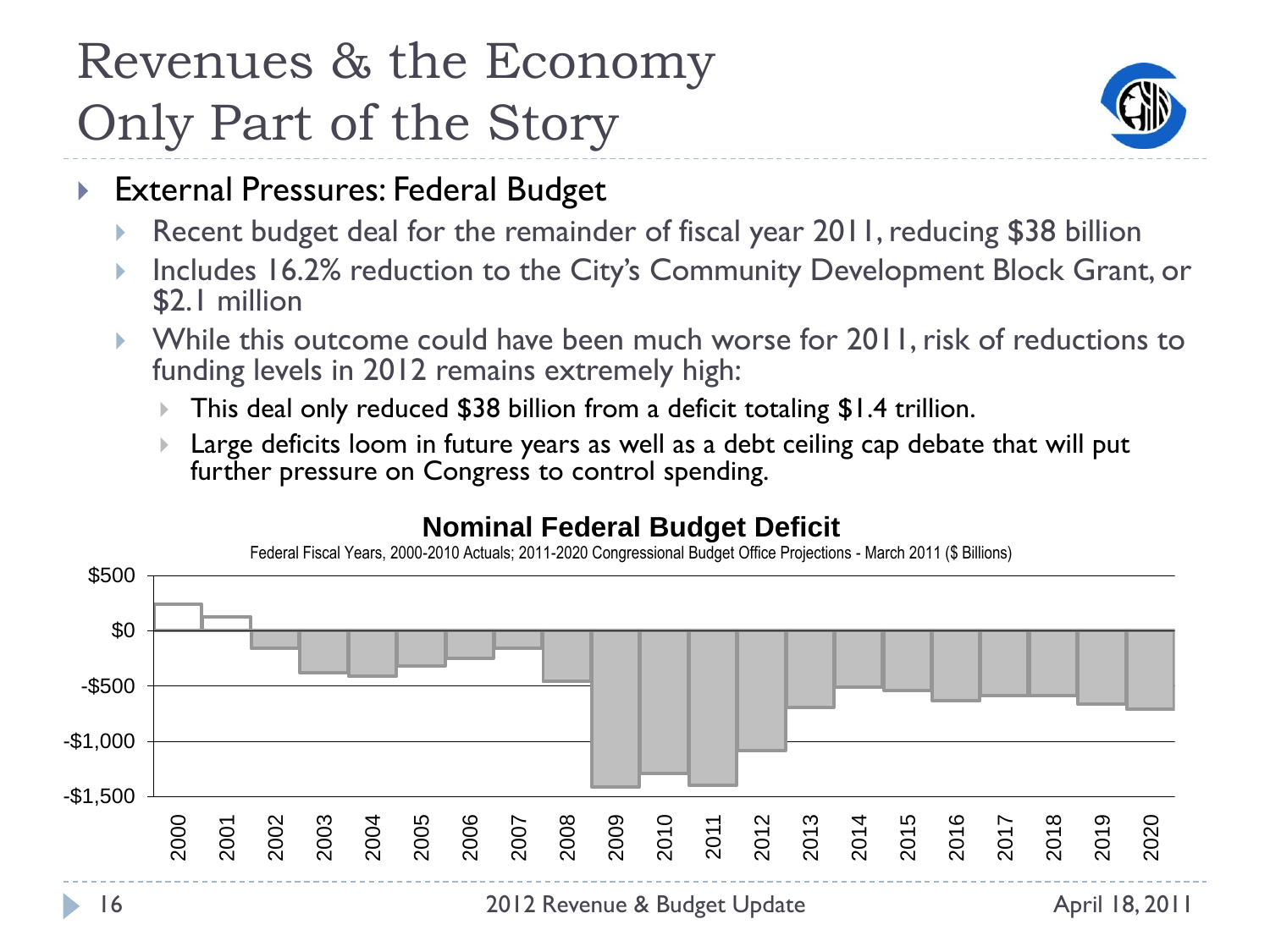# Revenues & the Economy
# Only Part of the Story

- External Pressures: Federal Budget
  - Recent budget deal for the remainder of fiscal year 2011, reducing $38 billion
  - Includes 16.2% reduction to the City's Community Development Block Grant, or $2.1 million
  - While this outcome could have been much worse for 2011, risk of reductions to funding levels in 2012 remains extremely high:
    - This deal only reduced $38 billion from a deficit totaling $1.4 trillion.
    - Large deficits loom in future years as well as a debt ceiling cap debate that will put further pressure on Congress to control spending.

**Nominal Federal Budget Deficit**

Federal Fiscal Years, 2000-2010 Actuals; 2011-2020 Congressional Budget Office Projections - March 2011 ($ Billions)

$500 | $0 | -$500 | -$1,000 | -$1,500

2000 2001 2002 2003 2004 2005 2006 2007 2008 2009 2010 2011 2012 2013 2014 2015 2016 2017 2018 2019 2020

2012 Revenue & Budget Update

April 18, 2011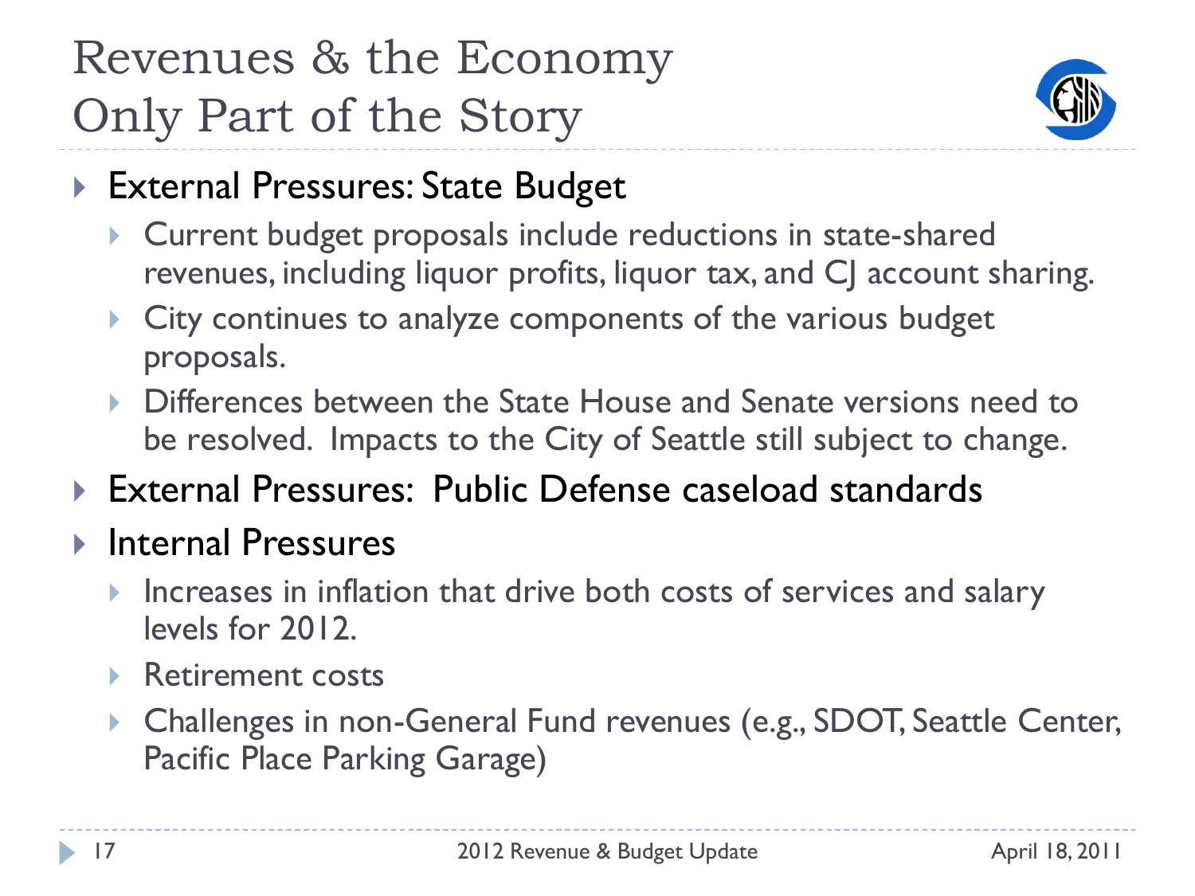# Revenues & the Economy Only Part of the Story

- External Pressures: State Budget
  - Current budget proposals include reductions in state-shared revenues, including liquor profits, liquor tax, and CJ account sharing.
  - City continues to analyze components of the various budget proposals.
  - Differences between the State House and Senate versions need to be resolved. Impacts to the City of Seattle still subject to change.
- External Pressures: Public Defense caseload standards
- Internal Pressures
  - Increases in inflation that drive both costs of services and salary levels for 2012.
  - Retirement costs
  - Challenges in non-General Fund revenues (e.g., SDOT, Seattle Center, Pacific Place Parking Garage)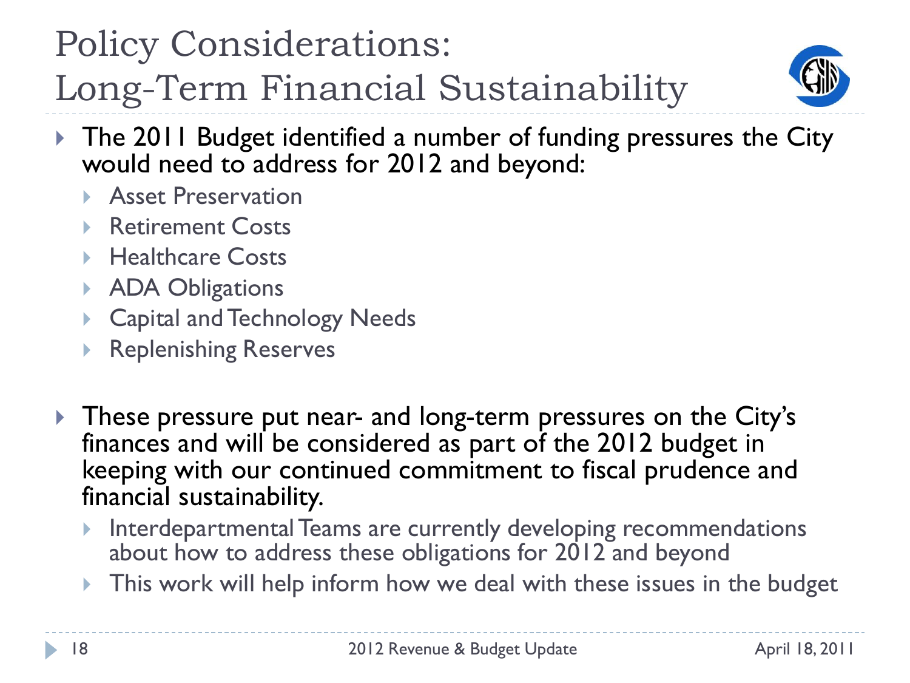# Policy Considerations: Long-Term Financial Sustainability

- The 2011 Budget identified a number of funding pressures the City would need to address for 2012 and beyond:
  - Asset Preservation
  - Retirement Costs
  - Healthcare Costs
  - ADA Obligations
  - Capital and Technology Needs
  - Replenishing Reserves

- These pressure put near- and long-term pressures on the City's finances and will be considered as part of the 2012 budget in keeping with our continued commitment to fiscal prudence and financial sustainability.
  - Interdepartmental Teams are currently developing recommendations about how to address these obligations for 2012 and beyond
  - This work will help inform how we deal with these issues in the budget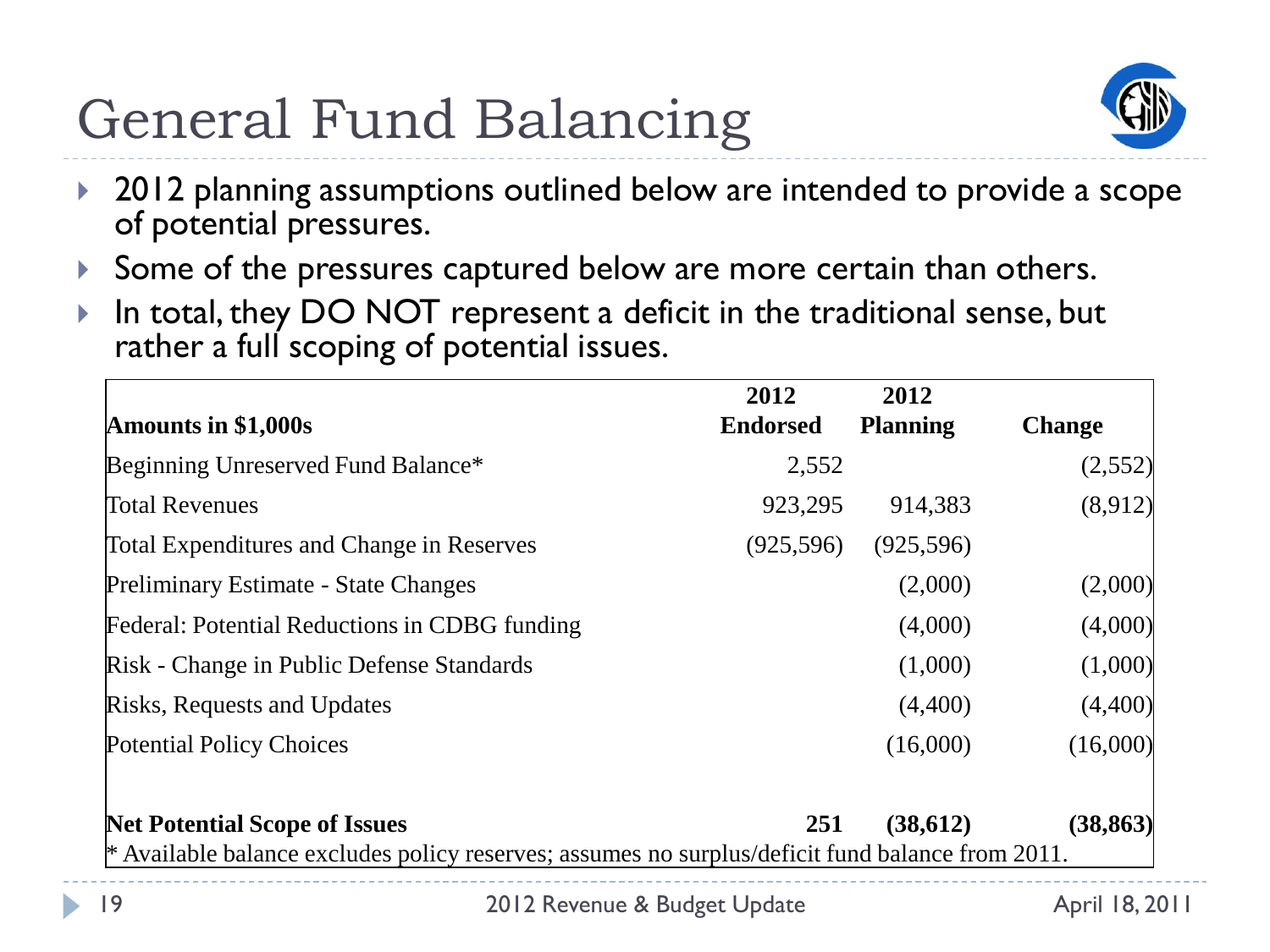# General Fund Balancing

- 2012 planning assumptions outlined below are intended to provide a scope of potential pressures.
- Some of the pressures captured below are more certain than others.
- In total, they DO NOT represent a deficit in the traditional sense, but rather a full scoping of potential issues.

| Amounts in $1,000s | 2012 Endorsed | 2012 Planning | Change |
|---|---|---|---|
| Beginning Unreserved Fund Balance* | 2,552 | | (2,552) |
| Total Revenues | 923,295 | 914,383 | (8,912) |
| Total Expenditures and Change in Reserves | (925,596) | (925,596) | |
| Preliminary Estimate - State Changes | | (2,000) | (2,000) |
| Federal: Potential Reductions in CDBG funding | | (4,000) | (4,000) |
| Risk - Change in Public Defense Standards | | (1,000) | (1,000) |
| Risks, Requests and Updates | | (4,400) | (4,400) |
| Potential Policy Choices | | (16,000) | (16,000) |
| **Net Potential Scope of Issues** | **251** | **(38,612)** | **(38,863)** |

\* Available balance excludes policy reserves; assumes no surplus/deficit fund balance from 2011.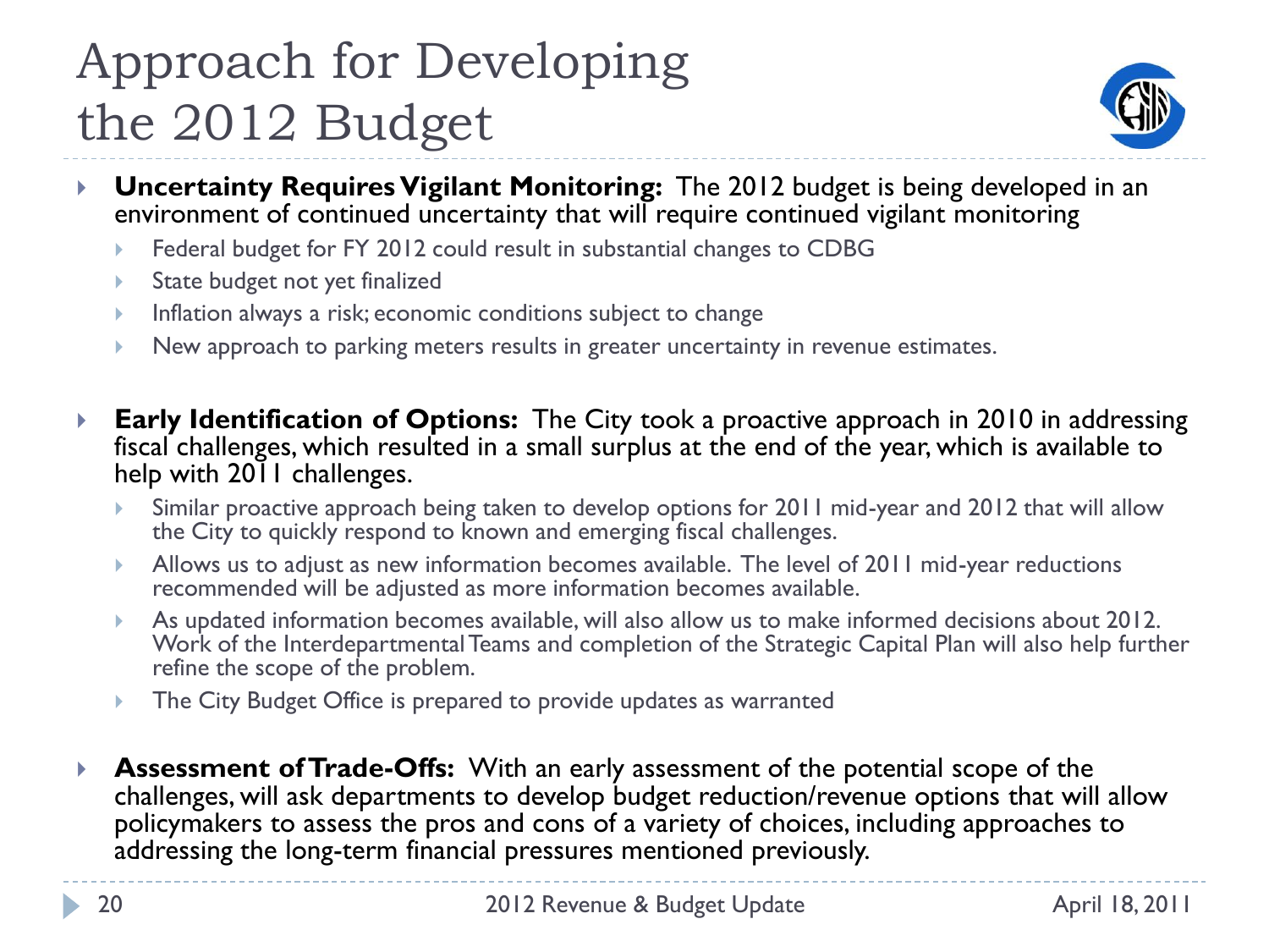# Approach for Developing the 2012 Budget

- **Uncertainty Requires Vigilant Monitoring:** The 2012 budget is being developed in an environment of continued uncertainty that will require continued vigilant monitoring
  - Federal budget for FY 2012 could result in substantial changes to CDBG
  - State budget not yet finalized
  - Inflation always a risk; economic conditions subject to change
  - New approach to parking meters results in greater uncertainty in revenue estimates.

- **Early Identification of Options:** The City took a proactive approach in 2010 in addressing fiscal challenges, which resulted in a small surplus at the end of the year, which is available to help with 2011 challenges.
  - Similar proactive approach being taken to develop options for 2011 mid-year and 2012 that will allow the City to quickly respond to known and emerging fiscal challenges.
  - Allows us to adjust as new information becomes available. The level of 2011 mid-year reductions recommended will be adjusted as more information becomes available.
  - As updated information becomes available, will also allow us to make informed decisions about 2012. Work of the Interdepartmental Teams and completion of the Strategic Capital Plan will also help further refine the scope of the problem.
  - The City Budget Office is prepared to provide updates as warranted

- **Assessment of Trade-Offs:** With an early assessment of the potential scope of the challenges, will ask departments to develop budget reduction/revenue options that will allow policymakers to assess the pros and cons of a variety of choices, including approaches to addressing the long-term financial pressures mentioned previously.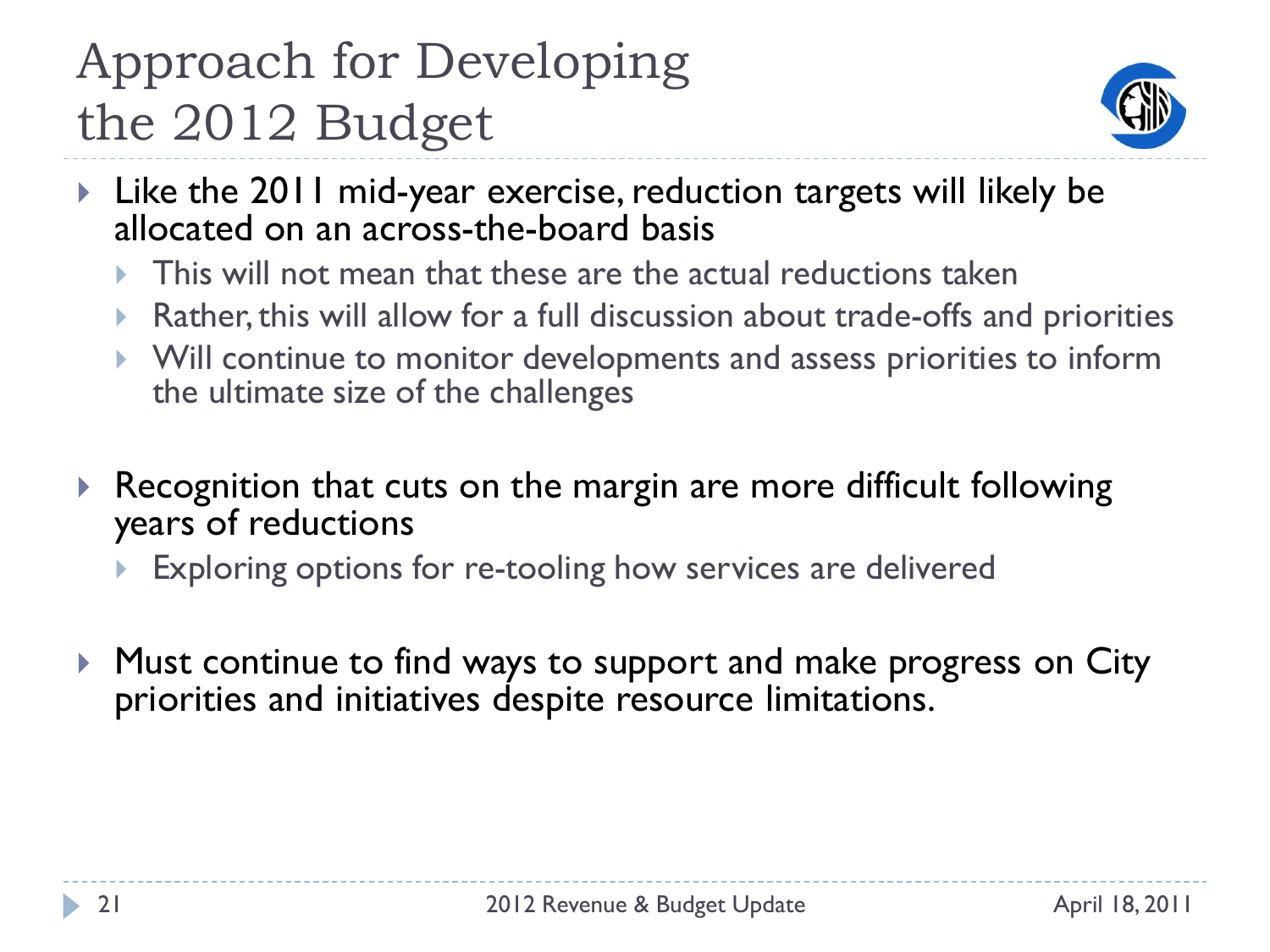# Approach for Developing the 2012 Budget

- Like the 2011 mid-year exercise, reduction targets will likely be allocated on an across-the-board basis
  - This will not mean that these are the actual reductions taken
  - Rather, this will allow for a full discussion about trade-offs and priorities
  - Will continue to monitor developments and assess priorities to inform the ultimate size of the challenges
- Recognition that cuts on the margin are more difficult following years of reductions
  - Exploring options for re-tooling how services are delivered
- Must continue to find ways to support and make progress on City priorities and initiatives despite resource limitations.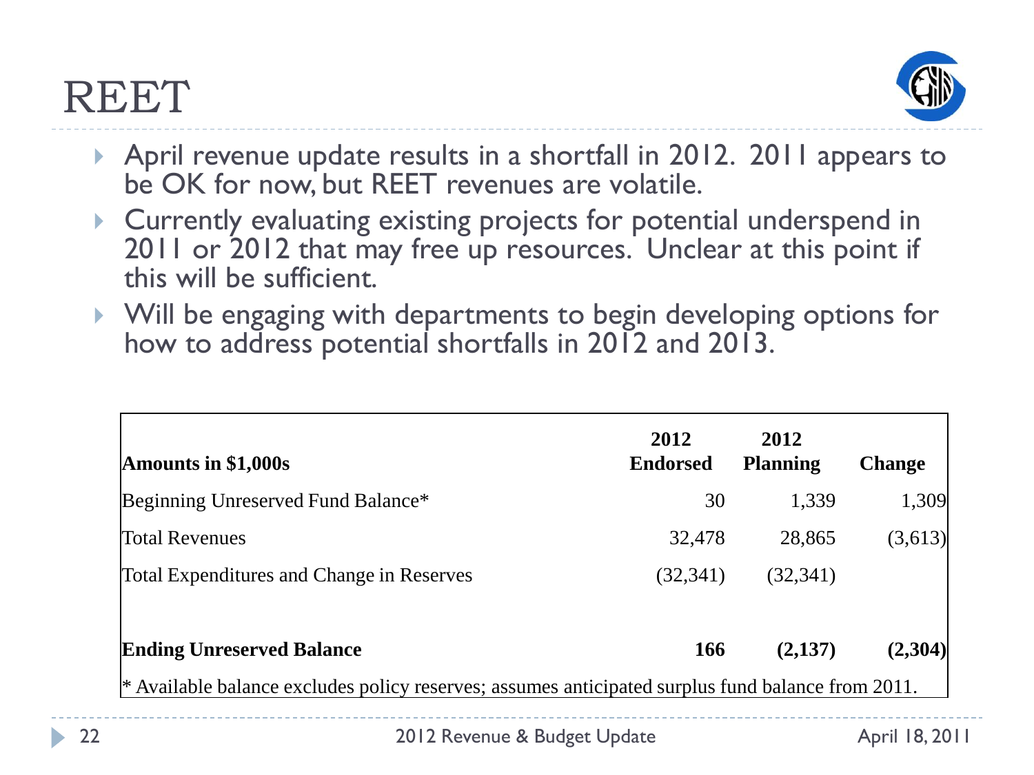# REET

- April revenue update results in a shortfall in 2012. 2011 appears to be OK for now, but REET revenues are volatile.
- Currently evaluating existing projects for potential underspend in 2011 or 2012 that may free up resources. Unclear at this point if this will be sufficient.
- Will be engaging with departments to begin developing options for how to address potential shortfalls in 2012 and 2013.

| **Amounts in $1,000s** | **2012 Endorsed** | **2012 Planning** | **Change** |
|---|---|---|---|
| Beginning Unreserved Fund Balance* | 30 | 1,339 | 1,309 |
| Total Revenues | 32,478 | 28,865 | (3,613) |
| Total Expenditures and Change in Reserves | (32,341) | (32,341) | |
| **Ending Unreserved Balance** | **166** | **(2,137)** | **(2,304)** |

* Available balance excludes policy reserves; assumes anticipated surplus fund balance from 2011.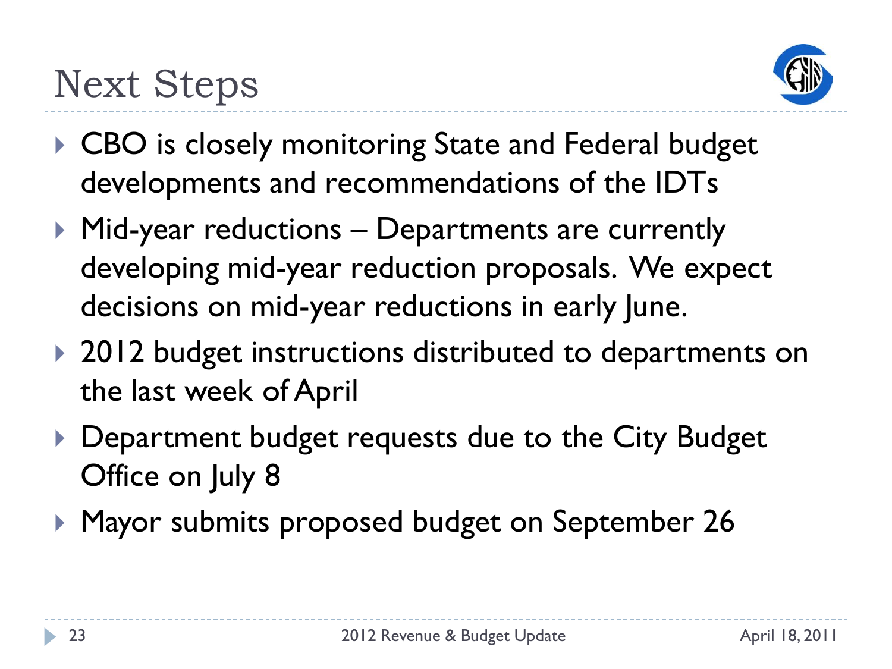# Next Steps

- CBO is closely monitoring State and Federal budget developments and recommendations of the IDTs
- Mid-year reductions – Departments are currently developing mid-year reduction proposals. We expect decisions on mid-year reductions in early June.
- 2012 budget instructions distributed to departments on the last week of April
- Department budget requests due to the City Budget Office on July 8
- Mayor submits proposed budget on September 26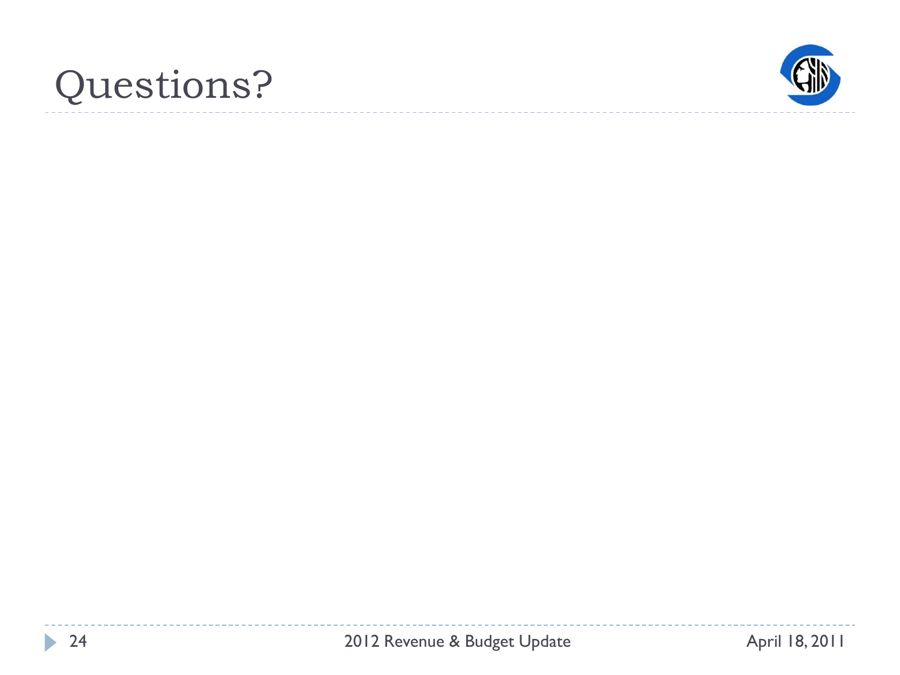# Questions?